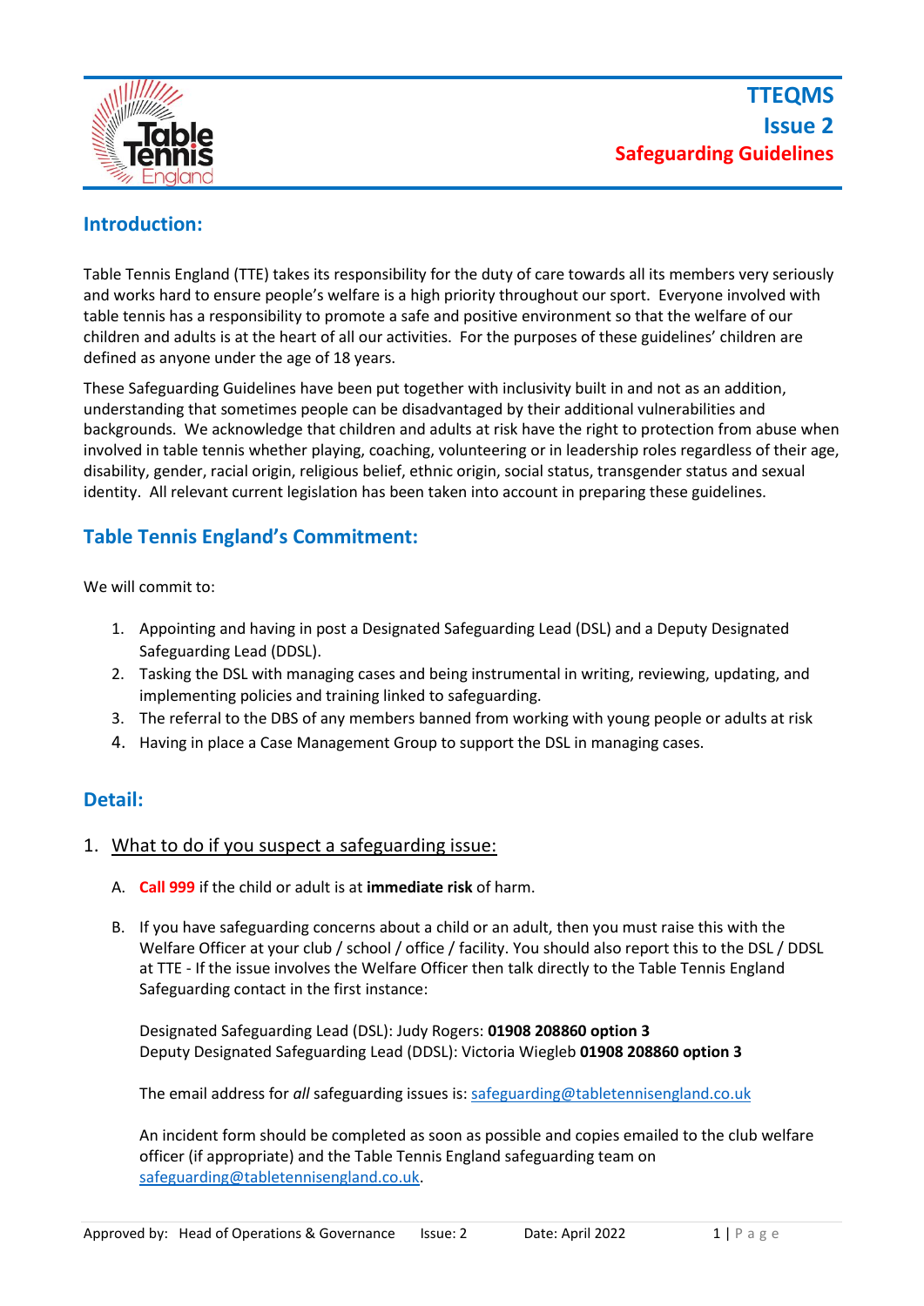**TTEQMS**
**Issue 2**
**Safeguarding Guidelines**

## Introduction:

Table Tennis England (TTE) takes its responsibility for the duty of care towards all its members very seriously and works hard to ensure people's welfare is a high priority throughout our sport. Everyone involved with table tennis has a responsibility to promote a safe and positive environment so that the welfare of our children and adults is at the heart of all our activities. For the purposes of these guidelines' children are defined as anyone under the age of 18 years.

These Safeguarding Guidelines have been put together with inclusivity built in and not as an addition, understanding that sometimes people can be disadvantaged by their additional vulnerabilities and backgrounds. We acknowledge that children and adults at risk have the right to protection from abuse when involved in table tennis whether playing, coaching, volunteering or in leadership roles regardless of their age, disability, gender, racial origin, religious belief, ethnic origin, social status, transgender status and sexual identity. All relevant current legislation has been taken into account in preparing these guidelines.

## Table Tennis England's Commitment:

We will commit to:

1. Appointing and having in post a Designated Safeguarding Lead (DSL) and a Deputy Designated Safeguarding Lead (DDSL).
2. Tasking the DSL with managing cases and being instrumental in writing, reviewing, updating, and implementing policies and training linked to safeguarding.
3. The referral to the DBS of any members banned from working with young people or adults at risk
4. Having in place a Case Management Group to support the DSL in managing cases.

## Detail:

### 1. What to do if you suspect a safeguarding issue:

A. **Call 999** if the child or adult is at **immediate risk** of harm.

B. If you have safeguarding concerns about a child or an adult, then you must raise this with the Welfare Officer at your club / school / office / facility. You should also report this to the DSL / DDSL at TTE - If the issue involves the Welfare Officer then talk directly to the Table Tennis England Safeguarding contact in the first instance:

Designated Safeguarding Lead (DSL): Judy Rogers: **01908 208860 option 3**
Deputy Designated Safeguarding Lead (DDSL): Victoria Wiegleb **01908 208860 option 3**

The email address for *all* safeguarding issues is: safeguarding@tabletennisengland.co.uk

An incident form should be completed as soon as possible and copies emailed to the club welfare officer (if appropriate) and the Table Tennis England safeguarding team on safeguarding@tabletennisengland.co.uk.

Approved by: Head of Operations & Governance Issue: 2 Date: April 2022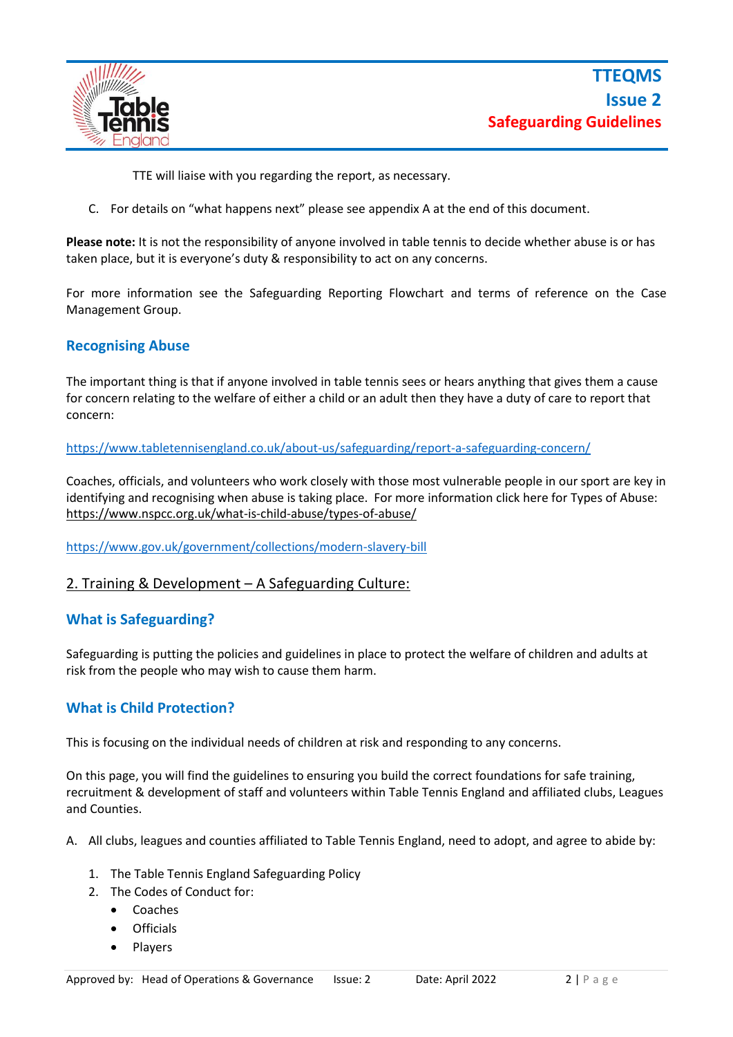TTE will liaise with you regarding the report, as necessary.

C. For details on "what happens next" please see appendix A at the end of this document.

**Please note:** It is not the responsibility of anyone involved in table tennis to decide whether abuse is or has taken place, but it is everyone's duty & responsibility to act on any concerns.

For more information see the Safeguarding Reporting Flowchart and terms of reference on the Case Management Group.

### Recognising Abuse

The important thing is that if anyone involved in table tennis sees or hears anything that gives them a cause for concern relating to the welfare of either a child or an adult then they have a duty of care to report that concern:

https://www.tabletennisengland.co.uk/about-us/safeguarding/report-a-safeguarding-concern/

Coaches, officials, and volunteers who work closely with those most vulnerable people in our sport are key in identifying and recognising when abuse is taking place. For more information click here for Types of Abuse: https://www.nspcc.org.uk/what-is-child-abuse/types-of-abuse/

https://www.gov.uk/government/collections/modern-slavery-bill

## 2. Training & Development – A Safeguarding Culture:

### What is Safeguarding?

Safeguarding is putting the policies and guidelines in place to protect the welfare of children and adults at risk from the people who may wish to cause them harm.

### What is Child Protection?

This is focusing on the individual needs of children at risk and responding to any concerns.

On this page, you will find the guidelines to ensuring you build the correct foundations for safe training, recruitment & development of staff and volunteers within Table Tennis England and affiliated clubs, Leagues and Counties.

A. All clubs, leagues and counties affiliated to Table Tennis England, need to adopt, and agree to abide by:

1. The Table Tennis England Safeguarding Policy
2. The Codes of Conduct for:
   - Coaches
   - Officials
   - Players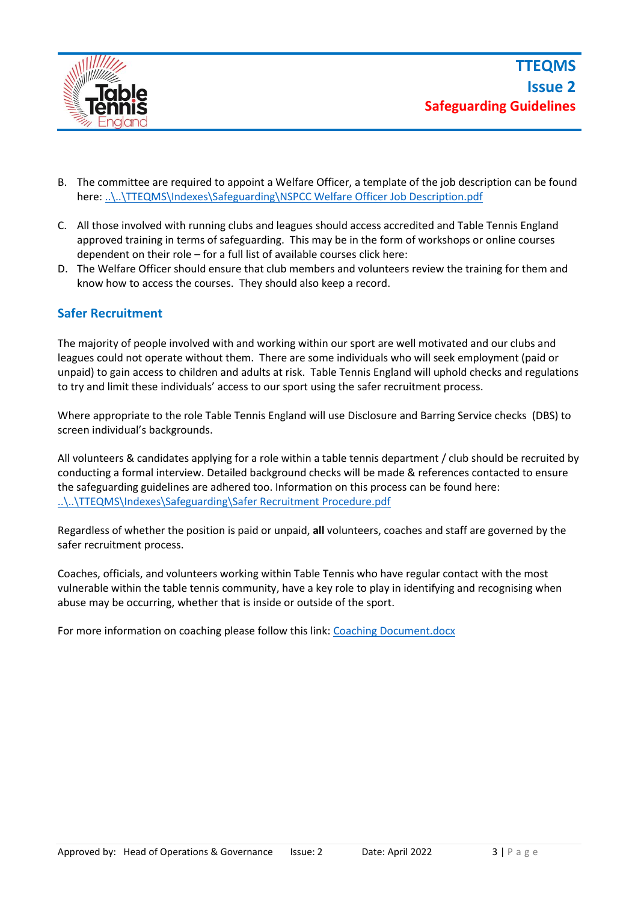B. The committee are required to appoint a Welfare Officer, a template of the job description can be found here: [..\..\TTEQMS\Indexes\Safeguarding\NSPCC Welfare Officer Job Description.pdf](..\..\TTEQMS\Indexes\Safeguarding\NSPCC Welfare Officer Job Description.pdf)

C. All those involved with running clubs and leagues should access accredited and Table Tennis England approved training in terms of safeguarding. This may be in the form of workshops or online courses dependent on their role – for a full list of available courses click here:

D. The Welfare Officer should ensure that club members and volunteers review the training for them and know how to access the courses. They should also keep a record.

## Safer Recruitment

The majority of people involved with and working within our sport are well motivated and our clubs and leagues could not operate without them. There are some individuals who will seek employment (paid or unpaid) to gain access to children and adults at risk. Table Tennis England will uphold checks and regulations to try and limit these individuals' access to our sport using the safer recruitment process.

Where appropriate to the role Table Tennis England will use Disclosure and Barring Service checks (DBS) to screen individual's backgrounds.

All volunteers & candidates applying for a role within a table tennis department / club should be recruited by conducting a formal interview. Detailed background checks will be made & references contacted to ensure the safeguarding guidelines are adhered too. Information on this process can be found here: [..\..\TTEQMS\Indexes\Safeguarding\Safer Recruitment Procedure.pdf](..\..\TTEQMS\Indexes\Safeguarding\Safer Recruitment Procedure.pdf)

Regardless of whether the position is paid or unpaid, **all** volunteers, coaches and staff are governed by the safer recruitment process.

Coaches, officials, and volunteers working within Table Tennis who have regular contact with the most vulnerable within the table tennis community, have a key role to play in identifying and recognising when abuse may be occurring, whether that is inside or outside of the sport.

For more information on coaching please follow this link: [Coaching Document.docx](Coaching Document.docx)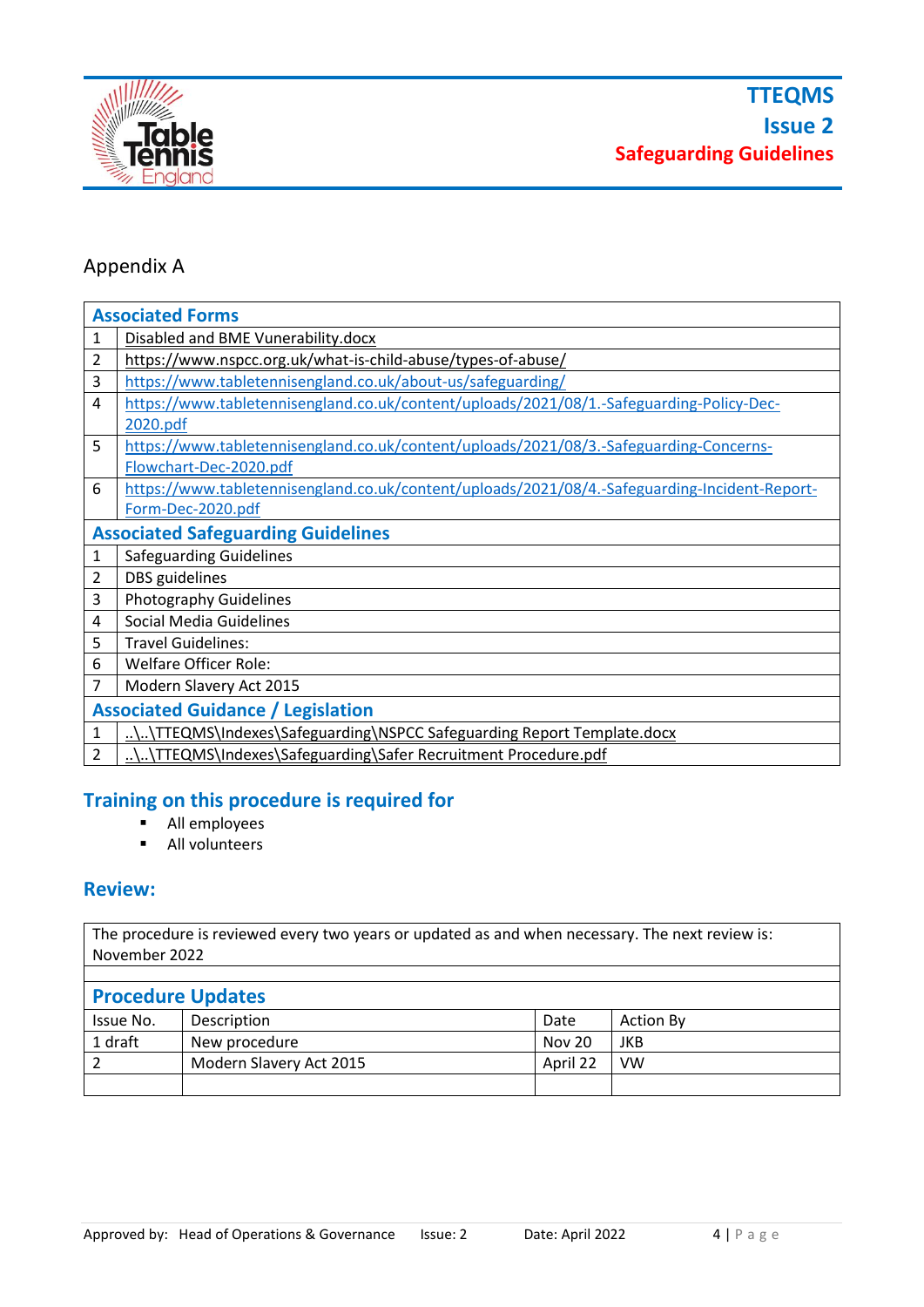## Appendix A

| | |
|---|---|
| **Associated Forms** | |
| 1 | Disabled and BME Vunerability.docx |
| 2 | https://www.nspcc.org.uk/what-is-child-abuse/types-of-abuse/ |
| 3 | https://www.tabletennisengland.co.uk/about-us/safeguarding/ |
| 4 | https://www.tabletennisengland.co.uk/content/uploads/2021/08/1.-Safeguarding-Policy-Dec-2020.pdf |
| 5 | https://www.tabletennisengland.co.uk/content/uploads/2021/08/3.-Safeguarding-Concerns-Flowchart-Dec-2020.pdf |
| 6 | https://www.tabletennisengland.co.uk/content/uploads/2021/08/4.-Safeguarding-Incident-Report-Form-Dec-2020.pdf |
| **Associated Safeguarding Guidelines** | |
| 1 | Safeguarding Guidelines |
| 2 | DBS guidelines |
| 3 | Photography Guidelines |
| 4 | Social Media Guidelines |
| 5 | Travel Guidelines: |
| 6 | Welfare Officer Role: |
| 7 | Modern Slavery Act 2015 |
| **Associated Guidance / Legislation** | |
| 1 | ..\..\TTEQMS\Indexes\Safeguarding\NSPCC Safeguarding Report Template.docx |
| 2 | ..\..\TTEQMS\Indexes\Safeguarding\Safer Recruitment Procedure.pdf |

## Training on this procedure is required for

- All employees
- All volunteers

## Review:

The procedure is reviewed every two years or updated as and when necessary. The next review is: November 2022

### Procedure Updates

| Issue No. | Description | Date | Action By |
|---|---|---|---|
| 1 draft | New procedure | Nov 20 | JKB |
| 2 | Modern Slavery Act 2015 | April 22 | VW |
| | | | |

Approved by: Head of Operations & Governance Issue: 2 Date: April 2022